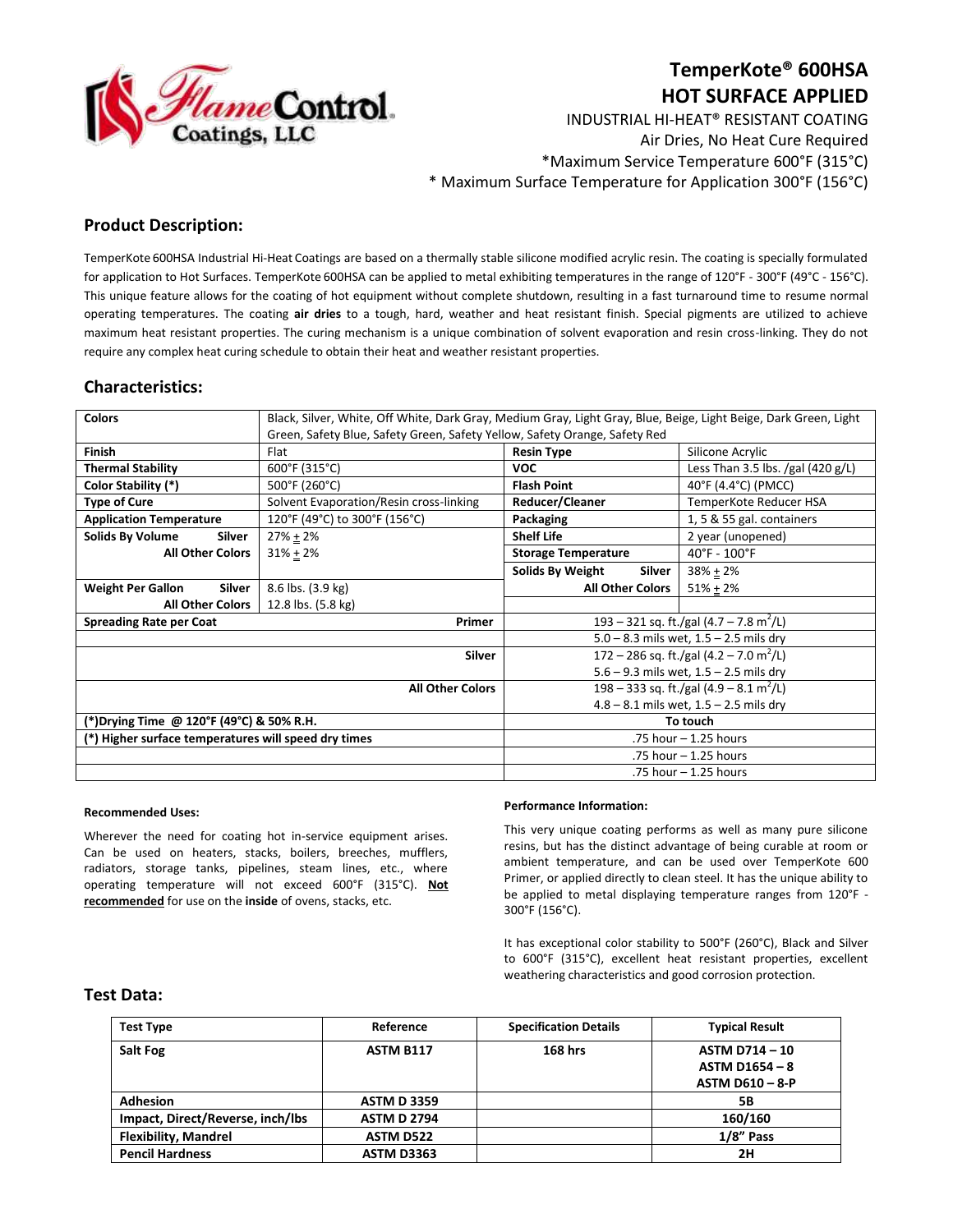# TemperKote® 600HSA
# HOT SURFACE APPLIED

INDUSTRIAL HI-HEAT® RESISTANT COATING
Air Dries, No Heat Cure Required
*Maximum Service Temperature 600°F (315°C)
* Maximum Surface Temperature for Application 300°F (156°C)

## Product Description:

TemperKote 600HSA Industrial Hi-Heat Coatings are based on a thermally stable silicone modified acrylic resin. The coating is specially formulated for application to Hot Surfaces. TemperKote 600HSA can be applied to metal exhibiting temperatures in the range of 120°F - 300°F (49°C - 156°C). This unique feature allows for the coating of hot equipment without complete shutdown, resulting in a fast turnaround time to resume normal operating temperatures. The coating **air dries** to a tough, hard, weather and heat resistant finish. Special pigments are utilized to achieve maximum heat resistant properties. The curing mechanism is a unique combination of solvent evaporation and resin cross-linking. They do not require any complex heat curing schedule to obtain their heat and weather resistant properties.

## Characteristics:

| **Colors** | Black, Silver, White, Off White, Dark Gray, Medium Gray, Light Gray, Blue, Beige, Light Beige, Dark Green, Light Green, Safety Blue, Safety Green, Safety Yellow, Safety Orange, Safety Red | | |
|---|---|---|---|
| **Finish** | Flat | **Resin Type** | Silicone Acrylic |
| **Thermal Stability** | 600°F (315°C) | **VOC** | Less Than 3.5 lbs. /gal (420 g/L) |
| **Color Stability (*)** | 500°F (260°C) | **Flash Point** | 40°F (4.4°C) (PMCC) |
| **Type of Cure** | Solvent Evaporation/Resin cross-linking | **Reducer/Cleaner** | TemperKote Reducer HSA |
| **Application Temperature** | 120°F (49°C) to 300°F (156°C) | **Packaging** | 1, 5 & 55 gal. containers |
| **Solids By Volume** Silver | 27% ± 2% | **Shelf Life** | 2 year (unopened) |
| **All Other Colors** | 31% ± 2% | **Storage Temperature** | 40°F - 100°F |
| | | **Solids By Weight** Silver | 38% ± 2% |
| **Weight Per Gallon** Silver | 8.6 lbs. (3.9 kg) | **All Other Colors** | 51% ± 2% |
| **All Other Colors** | 12.8 lbs. (5.8 kg) | | |
| **Spreading Rate per Coat** | **Primer** | 193 – 321 sq. ft./gal (4.7 – 7.8 $m^2$/L) | |
| | | 5.0 – 8.3 mils wet, 1.5 – 2.5 mils dry | |
| | **Silver** | 172 – 286 sq. ft./gal (4.2 – 7.0 $m^2$/L) | |
| | | 5.6 – 9.3 mils wet, 1.5 – 2.5 mils dry | |
| | **All Other Colors** | 198 – 333 sq. ft./gal (4.9 – 8.1 $m^2$/L) | |
| | | 4.8 – 8.1 mils wet, 1.5 – 2.5 mils dry | |
| **(*)Drying Time @ 120°F (49°C) & 50% R.H.** | | **To touch** | |
| **(*) Higher surface temperatures will speed dry times** | | .75 hour – 1.25 hours | |
| | | .75 hour – 1.25 hours | |
| | | .75 hour – 1.25 hours | |

**Recommended Uses:**

Wherever the need for coating hot in-service equipment arises. Can be used on heaters, stacks, boilers, breeches, mufflers, radiators, storage tanks, pipelines, steam lines, etc., where operating temperature will not exceed 600°F (315°C). **Not recommended** for use on the **inside** of ovens, stacks, etc.

**Performance Information:**

This very unique coating performs as well as many pure silicone resins, but has the distinct advantage of being curable at room or ambient temperature, and can be used over TemperKote 600 Primer, or applied directly to clean steel. It has the unique ability to be applied to metal displaying temperature ranges from 120°F - 300°F (156°C).

It has exceptional color stability to 500°F (260°C), Black and Silver to 600°F (315°C), excellent heat resistant properties, excellent weathering characteristics and good corrosion protection.

## Test Data:

| Test Type | Reference | Specification Details | Typical Result |
|---|---|---|---|
| **Salt Fog** | **ASTM B117** | **168 hrs** | **ASTM D714 – 10**<br>**ASTM D1654 – 8**<br>**ASTM D610 – 8-P** |
| **Adhesion** | **ASTM D 3359** | | **5B** |
| **Impact, Direct/Reverse, inch/lbs** | **ASTM D 2794** | | **160/160** |
| **Flexibility, Mandrel** | **ASTM D522** | | **1/8" Pass** |
| **Pencil Hardness** | **ASTM D3363** | | **2H** |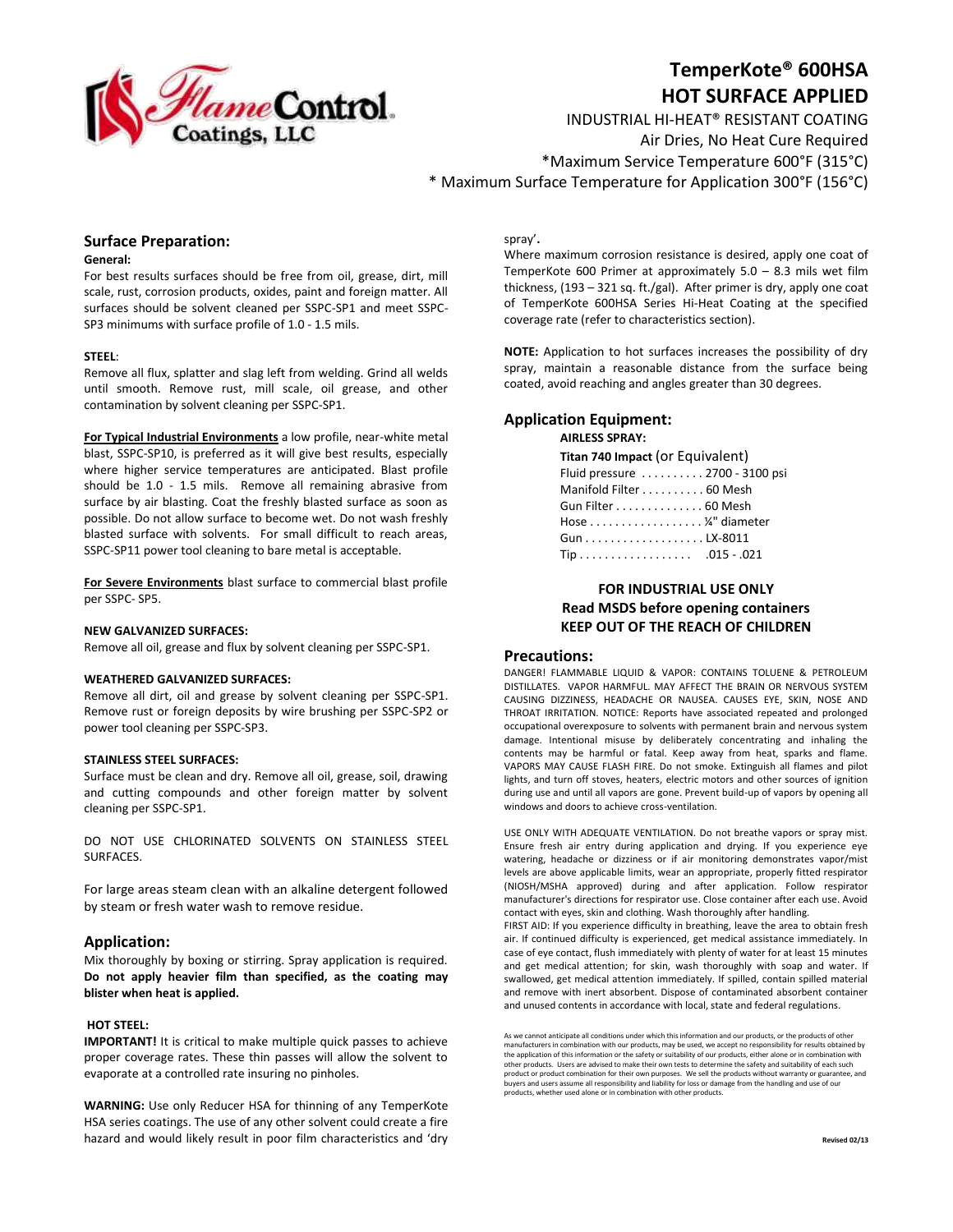# TemperKote® 600HSA
# HOT SURFACE APPLIED

INDUSTRIAL HI-HEAT® RESISTANT COATING

Air Dries, No Heat Cure Required

*Maximum Service Temperature 600°F (315°C)

* Maximum Surface Temperature for Application 300°F (156°C)

## Surface Preparation:

**General:**

For best results surfaces should be free from oil, grease, dirt, mill scale, rust, corrosion products, oxides, paint and foreign matter. All surfaces should be solvent cleaned per SSPC-SP1 and meet SSPC-SP3 minimums with surface profile of 1.0 - 1.5 mils.

**STEEL**:

Remove all flux, splatter and slag left from welding. Grind all welds until smooth. Remove rust, mill scale, oil grease, and other contamination by solvent cleaning per SSPC-SP1.

**For Typical Industrial Environments** a low profile, near-white metal blast, SSPC-SP10, is preferred as it will give best results, especially where higher service temperatures are anticipated. Blast profile should be 1.0 - 1.5 mils. Remove all remaining abrasive from surface by air blasting. Coat the freshly blasted surface as soon as possible. Do not allow surface to become wet. Do not wash freshly blasted surface with solvents. For small difficult to reach areas, SSPC-SP11 power tool cleaning to bare metal is acceptable.

**For Severe Environments** blast surface to commercial blast profile per SSPC- SP5.

**NEW GALVANIZED SURFACES:**

Remove all oil, grease and flux by solvent cleaning per SSPC-SP1.

**WEATHERED GALVANIZED SURFACES:**

Remove all dirt, oil and grease by solvent cleaning per SSPC-SP1. Remove rust or foreign deposits by wire brushing per SSPC-SP2 or power tool cleaning per SSPC-SP3.

**STAINLESS STEEL SURFACES:**

Surface must be clean and dry. Remove all oil, grease, soil, drawing and cutting compounds and other foreign matter by solvent cleaning per SSPC-SP1.

DO NOT USE CHLORINATED SOLVENTS ON STAINLESS STEEL SURFACES.

For large areas steam clean with an alkaline detergent followed by steam or fresh water wash to remove residue.

## Application:

Mix thoroughly by boxing or stirring. Spray application is required. **Do not apply heavier film than specified, as the coating may blister when heat is applied.**

**HOT STEEL:**

**IMPORTANT!** It is critical to make multiple quick passes to achieve proper coverage rates. These thin passes will allow the solvent to evaporate at a controlled rate insuring no pinholes.

**WARNING:** Use only Reducer HSA for thinning of any TemperKote HSA series coatings. The use of any other solvent could create a fire hazard and would likely result in poor film characteristics and 'dry spray'.

Where maximum corrosion resistance is desired, apply one coat of TemperKote 600 Primer at approximately 5.0 – 8.3 mils wet film thickness, (193 – 321 sq. ft./gal). After primer is dry, apply one coat of TemperKote 600HSA Series Hi-Heat Coating at the specified coverage rate (refer to characteristics section).

**NOTE:** Application to hot surfaces increases the possibility of dry spray, maintain a reasonable distance from the surface being coated, avoid reaching and angles greater than 30 degrees.

## Application Equipment:

**AIRLESS SPRAY:**

**Titan 740 Impact** (or Equivalent)

Fluid pressure . . . . . . . . . . 2700 - 3100 psi
Manifold Filter . . . . . . . . . . 60 Mesh
Gun Filter . . . . . . . . . . . . . 60 Mesh
Hose . . . . . . . . . . . . . . . . . ¼" diameter
Gun . . . . . . . . . . . . . . . . . . LX-8011
Tip . . . . . . . . . . . . . . . . . .015 - .021

**FOR INDUSTRIAL USE ONLY**
**Read MSDS before opening containers**
**KEEP OUT OF THE REACH OF CHILDREN**

## Precautions:

DANGER! FLAMMABLE LIQUID & VAPOR: CONTAINS TOLUENE & PETROLEUM DISTILLATES. VAPOR HARMFUL. MAY AFFECT THE BRAIN OR NERVOUS SYSTEM CAUSING DIZZINESS, HEADACHE OR NAUSEA. CAUSES EYE, SKIN, NOSE AND THROAT IRRITATION. NOTICE: Reports have associated repeated and prolonged occupational overexposure to solvents with permanent brain and nervous system damage. Intentional misuse by deliberately concentrating and inhaling the contents may be harmful or fatal. Keep away from heat, sparks and flame. VAPORS MAY CAUSE FLASH FIRE. Do not smoke. Extinguish all flames and pilot lights, and turn off stoves, heaters, electric motors and other sources of ignition during use and until all vapors are gone. Prevent build-up of vapors by opening all windows and doors to achieve cross-ventilation.

USE ONLY WITH ADEQUATE VENTILATION. Do not breathe vapors or spray mist. Ensure fresh air entry during application and drying. If you experience eye watering, headache or dizziness or if air monitoring demonstrates vapor/mist levels are above applicable limits, wear an appropriate, properly fitted respirator (NIOSH/MSHA approved) during and after application. Follow respirator manufacturer's directions for respirator use. Close container after each use. Avoid contact with eyes, skin and clothing. Wash thoroughly after handling.

FIRST AID: If you experience difficulty in breathing, leave the area to obtain fresh air. If continued difficulty is experienced, get medical assistance immediately. In case of eye contact, flush immediately with plenty of water for at least 15 minutes and get medical attention; for skin, wash thoroughly with soap and water. If swallowed, get medical attention immediately. If spilled, contain spilled material and remove with inert absorbent. Dispose of contaminated absorbent container and unused contents in accordance with local, state and federal regulations.

As we cannot anticipate all conditions under which this information and our products, or the products of other manufacturers in combination with our products, may be used, we accept no responsibility for results obtained by the application of this information or the safety or suitability of our products, either alone or in combination with other products. Users are advised to make their own tests to determine the safety and suitability of each such product or product combination for their own purposes. We sell the products without warranty or guarantee, and buyers and users assume all responsibility and liability for loss or damage from the handling and use of our products, whether used alone or in combination with other products.

Revised 02/13